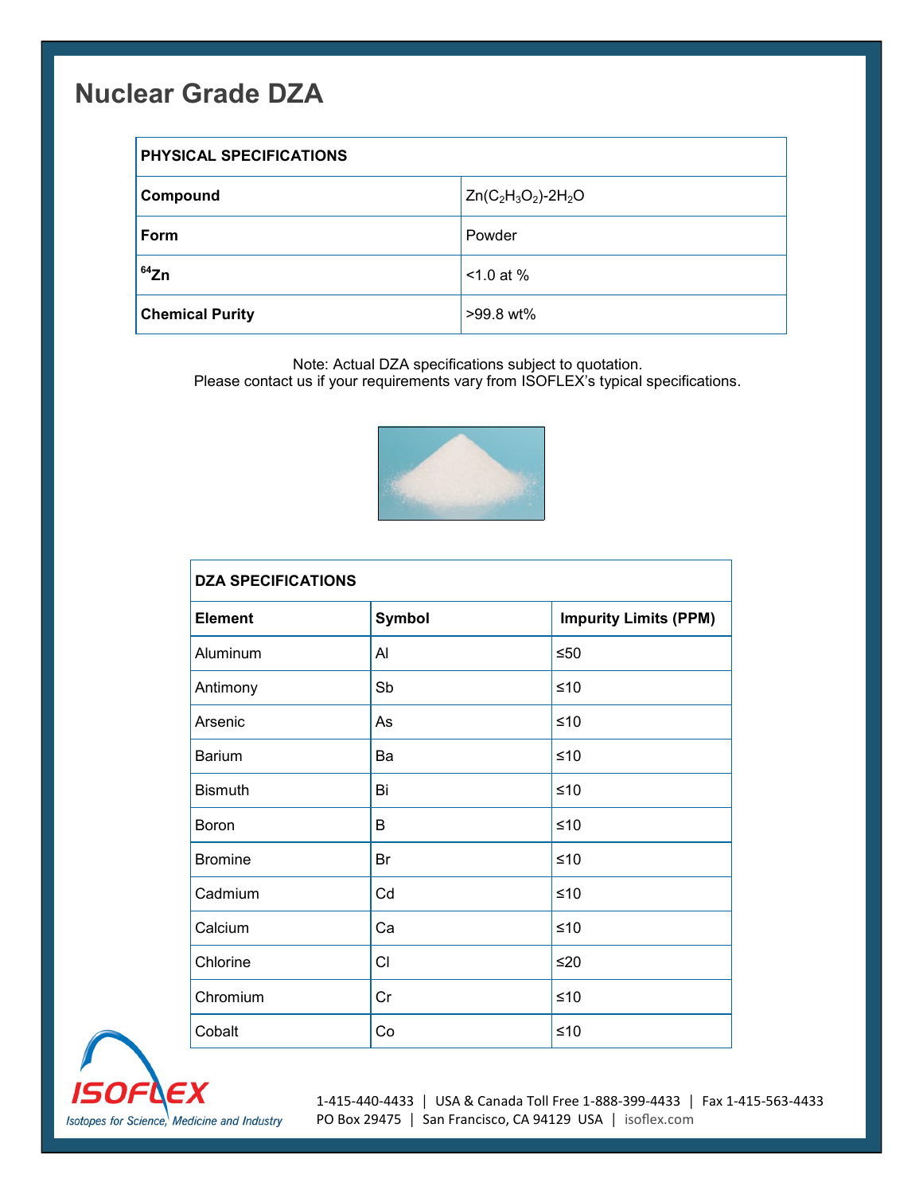# Nuclear Grade DZA

| PHYSICAL SPECIFICATIONS | |
| --- | --- |
| **Compound** | $Zn(C_2H_3O_2)$-$2H_2O$ |
| **Form** | Powder |
| **$^{64}Zn$** | <1.0 at % |
| **Chemical Purity** | >99.8 wt% |

Note: Actual DZA specifications subject to quotation.
Please contact us if your requirements vary from ISOFLEX's typical specifications.

| DZA SPECIFICATIONS | | |
| --- | --- | --- |
| **Element** | **Symbol** | **Impurity Limits (PPM)** |
| Aluminum | Al | ≤50 |
| Antimony | Sb | ≤10 |
| Arsenic | As | ≤10 |
| Barium | Ba | ≤10 |
| Bismuth | Bi | ≤10 |
| Boron | B | ≤10 |
| Bromine | Br | ≤10 |
| Cadmium | Cd | ≤10 |
| Calcium | Ca | ≤10 |
| Chlorine | Cl | ≤20 |
| Chromium | Cr | ≤10 |
| Cobalt | Co | ≤10 |

ISOFLEX
Isotopes for Science, Medicine and Industry

1-415-440-4433 | USA & Canada Toll Free 1-888-399-4433 | Fax 1-415-563-4433
PO Box 29475 | San Francisco, CA 94129 USA | isoflex.com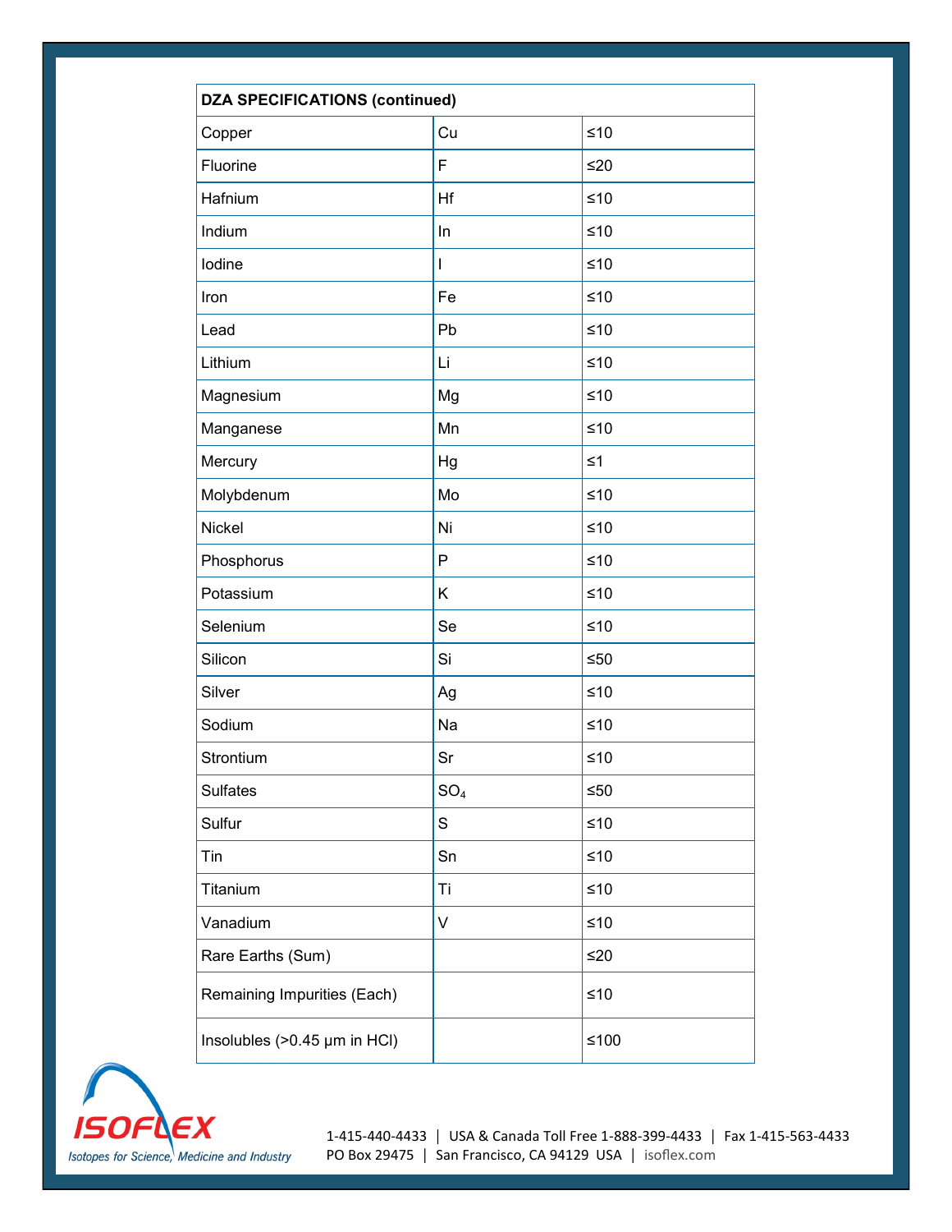| DZA SPECIFICATIONS (continued) | | |
|---|---|---|
| Copper | Cu | ≤10 |
| Fluorine | F | ≤20 |
| Hafnium | Hf | ≤10 |
| Indium | In | ≤10 |
| Iodine | I | ≤10 |
| Iron | Fe | ≤10 |
| Lead | Pb | ≤10 |
| Lithium | Li | ≤10 |
| Magnesium | Mg | ≤10 |
| Manganese | Mn | ≤10 |
| Mercury | Hg | ≤1 |
| Molybdenum | Mo | ≤10 |
| Nickel | Ni | ≤10 |
| Phosphorus | P | ≤10 |
| Potassium | K | ≤10 |
| Selenium | Se | ≤10 |
| Silicon | Si | ≤50 |
| Silver | Ag | ≤10 |
| Sodium | Na | ≤10 |
| Strontium | Sr | ≤10 |
| Sulfates | $SO_4$ | ≤50 |
| Sulfur | S | ≤10 |
| Tin | Sn | ≤10 |
| Titanium | Ti | ≤10 |
| Vanadium | V | ≤10 |
| Rare Earths (Sum) | | ≤20 |
| Remaining Impurities (Each) | | ≤10 |
| Insolubles (>0.45 μm in HCl) | | ≤100 |

ISOFLEX
Isotopes for Science, Medicine and Industry

1-415-440-4433 | USA & Canada Toll Free 1-888-399-4433 | Fax 1-415-563-4433
PO Box 29475 | San Francisco, CA 94129 USA | isoflex.com